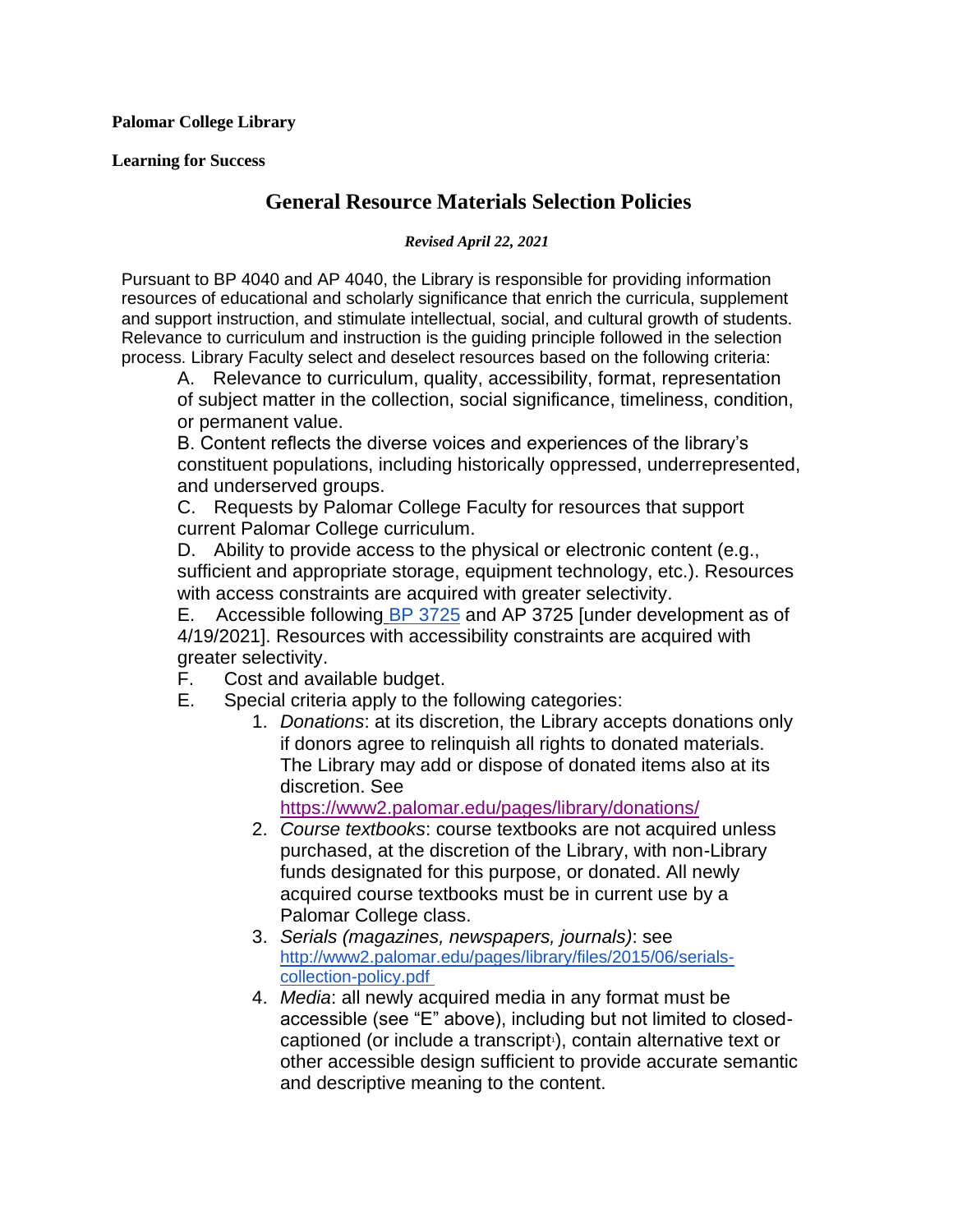**Palomar College Library**

**Learning for Success**

# General Resource Materials Selection Policies

***Revised April 22, 2021***

Pursuant to BP 4040 and AP 4040, the Library is responsible for providing information resources of educational and scholarly significance that enrich the curricula, supplement and support instruction, and stimulate intellectual, social, and cultural growth of students. Relevance to curriculum and instruction is the guiding principle followed in the selection process. Library Faculty select and deselect resources based on the following criteria:

A. Relevance to curriculum, quality, accessibility, format, representation of subject matter in the collection, social significance, timeliness, condition, or permanent value.

B. Content reflects the diverse voices and experiences of the library's constituent populations, including historically oppressed, underrepresented, and underserved groups.

C. Requests by Palomar College Faculty for resources that support current Palomar College curriculum.

D. Ability to provide access to the physical or electronic content (e.g., sufficient and appropriate storage, equipment technology, etc.). Resources with access constraints are acquired with greater selectivity.

E. Accessible following BP 3725 and AP 3725 [under development as of 4/19/2021]. Resources with accessibility constraints are acquired with greater selectivity.

F. Cost and available budget.

E. Special criteria apply to the following categories:

1. *Donations*: at its discretion, the Library accepts donations only if donors agree to relinquish all rights to donated materials. The Library may add or dispose of donated items also at its discretion. See https://www2.palomar.edu/pages/library/donations/
2. *Course textbooks*: course textbooks are not acquired unless purchased, at the discretion of the Library, with non-Library funds designated for this purpose, or donated. All newly acquired course textbooks must be in current use by a Palomar College class.
3. *Serials (magazines, newspapers, journals)*: see http://www2.palomar.edu/pages/library/files/2015/06/serials-collection-policy.pdf
4. *Media*: all newly acquired media in any format must be accessible (see "E" above), including but not limited to closed-captioned (or include a transcript[1]), contain alternative text or other accessible design sufficient to provide accurate semantic and descriptive meaning to the content.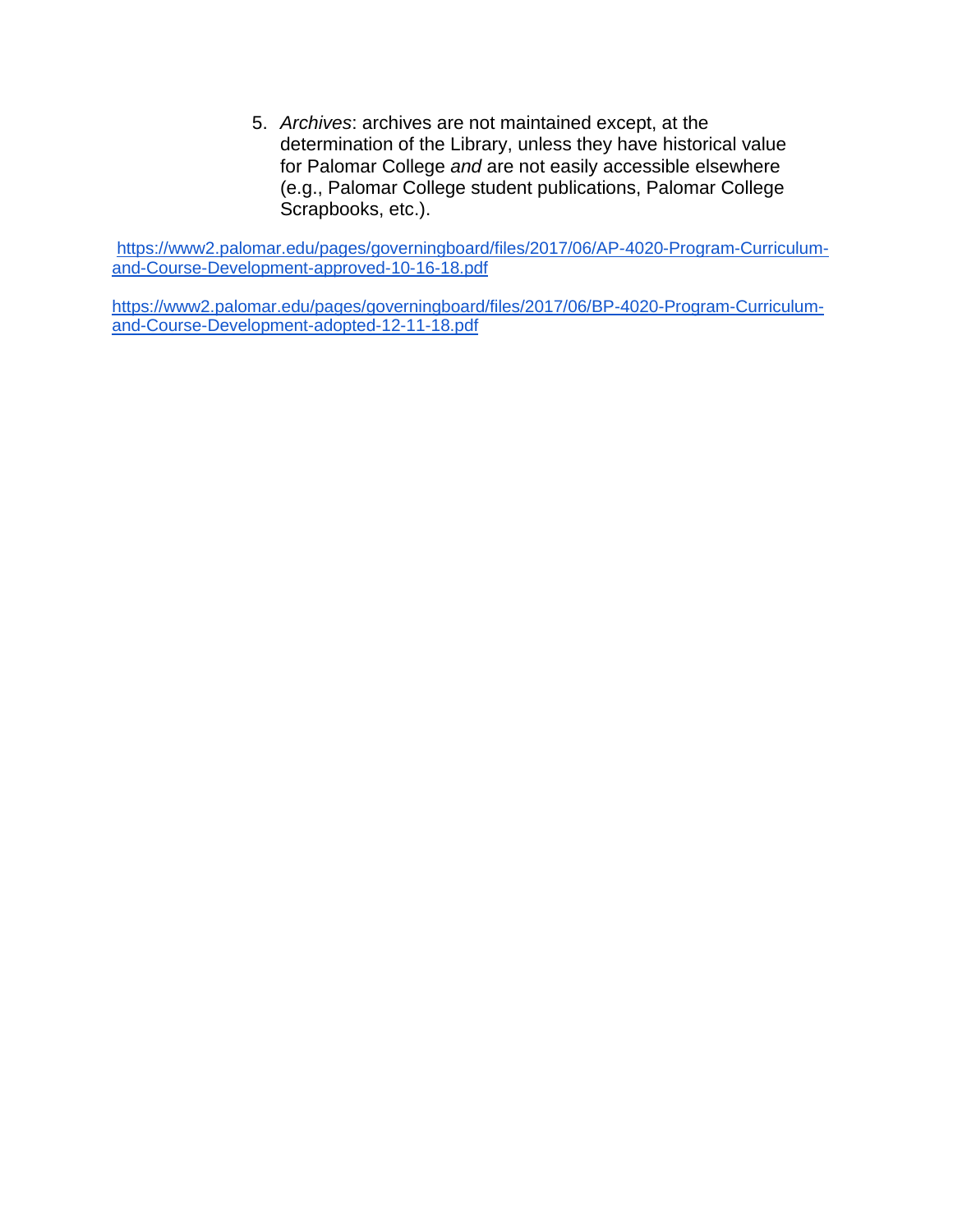5. *Archives*: archives are not maintained except, at the determination of the Library, unless they have historical value for Palomar College *and* are not easily accessible elsewhere (e.g., Palomar College student publications, Palomar College Scrapbooks, etc.).

https://www2.palomar.edu/pages/governingboard/files/2017/06/AP-4020-Program-Curriculum-and-Course-Development-approved-10-16-18.pdf

https://www2.palomar.edu/pages/governingboard/files/2017/06/BP-4020-Program-Curriculum-and-Course-Development-adopted-12-11-18.pdf